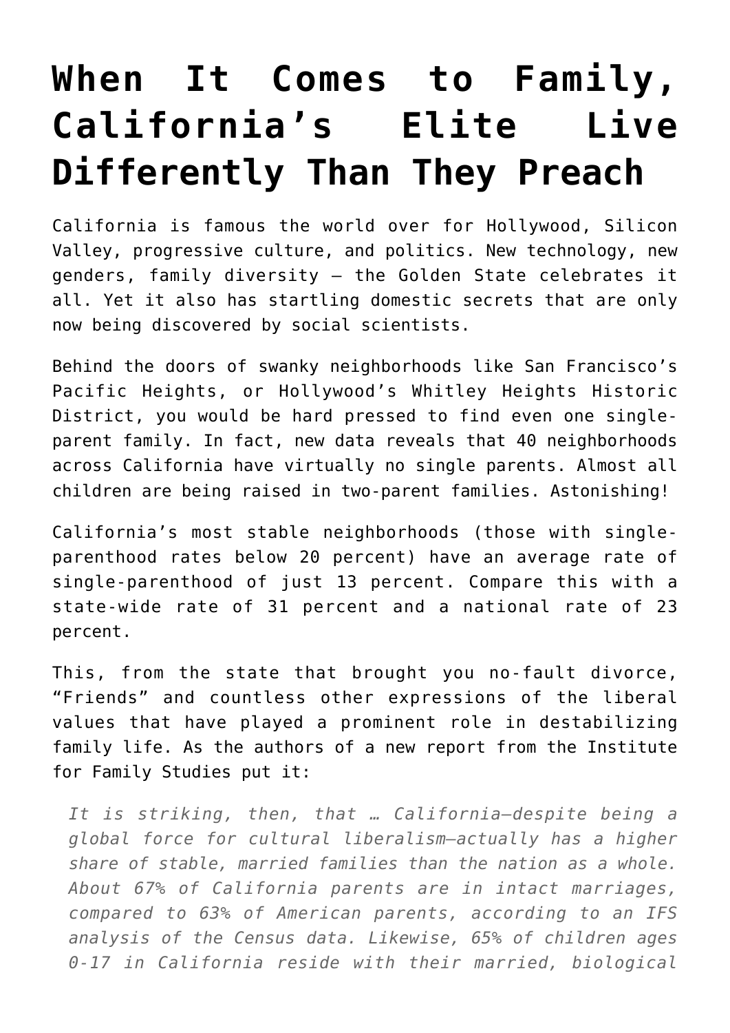# When It Comes to Family, California's Elite Live Differently Than They Preach

California is famous the world over for Hollywood, Silicon Valley, progressive culture, and politics. New technology, new genders, family diversity – the Golden State celebrates it all. Yet it also has startling domestic secrets that are only now being discovered by social scientists.

Behind the doors of swanky neighborhoods like San Francisco's Pacific Heights, or Hollywood's Whitley Heights Historic District, you would be hard pressed to find even one single-parent family. In fact, new data reveals that 40 neighborhoods across California have virtually no single parents. Almost all children are being raised in two-parent families. Astonishing!

California's most stable neighborhoods (those with single-parenthood rates below 20 percent) have an average rate of single-parenthood of just 13 percent. Compare this with a state-wide rate of 31 percent and a national rate of 23 percent.

This, from the state that brought you no-fault divorce, "Friends" and countless other expressions of the liberal values that have played a prominent role in destabilizing family life. As the authors of a new report from the Institute for Family Studies put it:

> *It is striking, then, that … California—despite being a global force for cultural liberalism—actually has a higher share of stable, married families than the nation as a whole. About 67% of California parents are in intact marriages, compared to 63% of American parents, according to an IFS analysis of the Census data. Likewise, 65% of children ages 0-17 in California reside with their married, biological*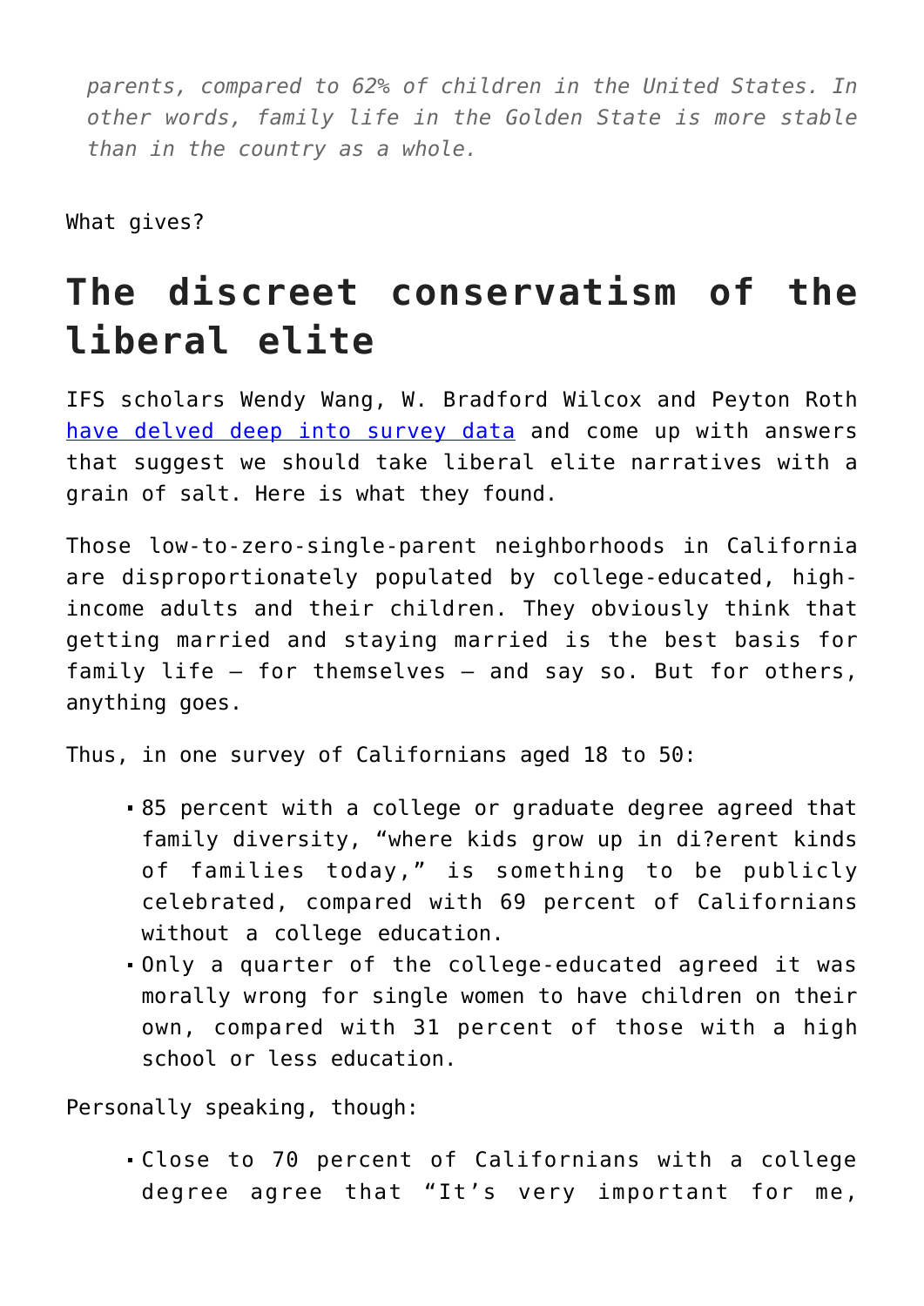*parents, compared to 62% of children in the United States. In other words, family life in the Golden State is more stable than in the country as a whole.*

What gives?

## The discreet conservatism of the liberal elite

IFS scholars Wendy Wang, W. Bradford Wilcox and Peyton Roth [have delved deep into survey data](#) and come up with answers that suggest we should take liberal elite narratives with a grain of salt. Here is what they found.

Those low-to-zero-single-parent neighborhoods in California are disproportionately populated by college-educated, high-income adults and their children. They obviously think that getting married and staying married is the best basis for family life — for themselves — and say so. But for others, anything goes.

Thus, in one survey of Californians aged 18 to 50:

- 85 percent with a college or graduate degree agreed that family diversity, "where kids grow up in di?erent kinds of families today," is something to be publicly celebrated, compared with 69 percent of Californians without a college education.
- Only a quarter of the college-educated agreed it was morally wrong for single women to have children on their own, compared with 31 percent of those with a high school or less education.

Personally speaking, though:

- Close to 70 percent of Californians with a college degree agree that "It's very important for me,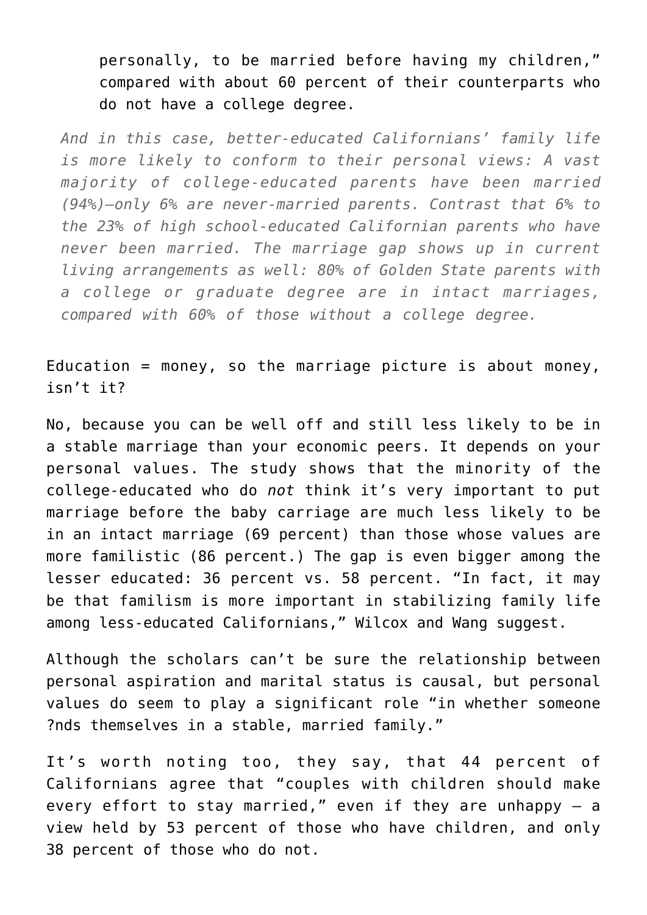> personally, to be married before having my children," compared with about 60 percent of their counterparts who do not have a college degree.

> *And in this case, better-educated Californians' family life is more likely to conform to their personal views: A vast majority of college-educated parents have been married (94%)—only 6% are never-married parents. Contrast that 6% to the 23% of high school-educated Californian parents who have never been married. The marriage gap shows up in current living arrangements as well: 80% of Golden State parents with a college or graduate degree are in intact marriages, compared with 60% of those without a college degree.*

Education = money, so the marriage picture is about money, isn't it?

No, because you can be well off and still less likely to be in a stable marriage than your economic peers. It depends on your personal values. The study shows that the minority of the college-educated who do *not* think it's very important to put marriage before the baby carriage are much less likely to be in an intact marriage (69 percent) than those whose values are more familistic (86 percent.) The gap is even bigger among the lesser educated: 36 percent vs. 58 percent. "In fact, it may be that familism is more important in stabilizing family life among less-educated Californians," Wilcox and Wang suggest.

Although the scholars can't be sure the relationship between personal aspiration and marital status is causal, but personal values do seem to play a significant role "in whether someone ?nds themselves in a stable, married family."

It's worth noting too, they say, that 44 percent of Californians agree that "couples with children should make every effort to stay married," even if they are unhappy – a view held by 53 percent of those who have children, and only 38 percent of those who do not.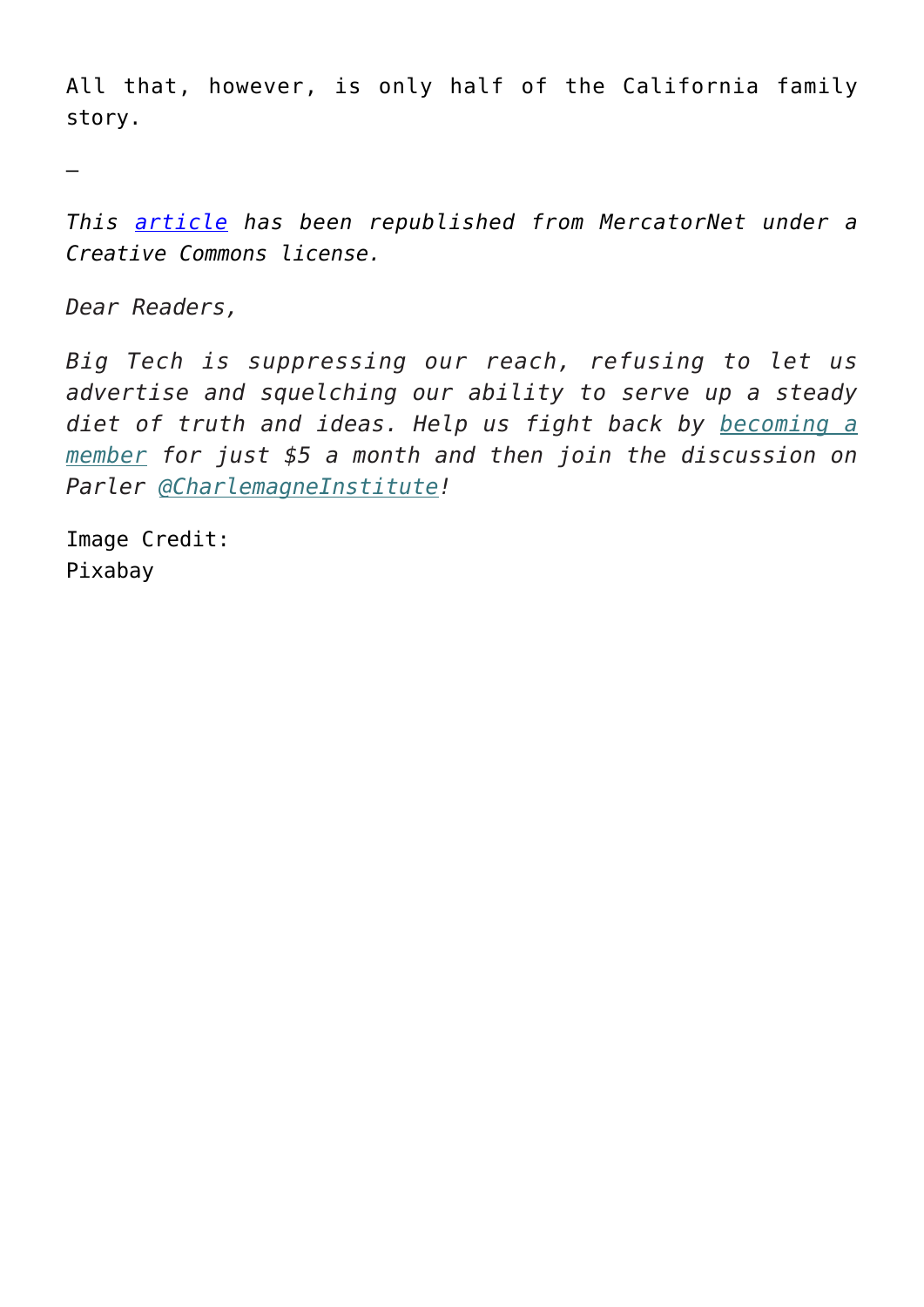All that, however, is only half of the California family story.

—

*This [article](#) has been republished from MercatorNet under a Creative Commons license.*

*Dear Readers,*

*Big Tech is suppressing our reach, refusing to let us advertise and squelching our ability to serve up a steady diet of truth and ideas. Help us fight back by [becoming a member](#) for just $5 a month and then join the discussion on Parler [@CharlemagneInstitute](#)!*

Image Credit:
Pixabay